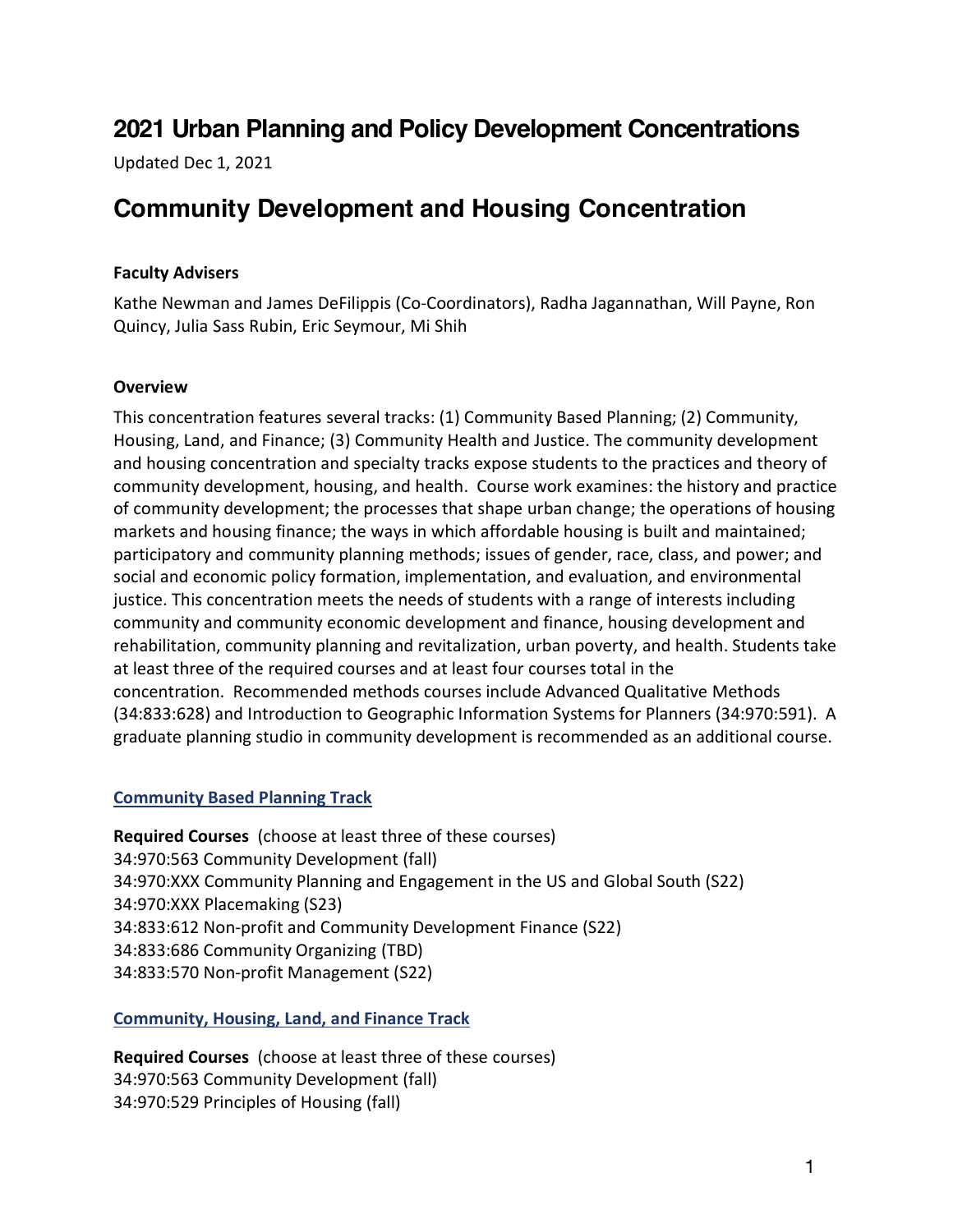# 2021 Urban Planning and Policy Development Concentrations

Updated Dec 1, 2021

# Community Development and Housing Concentration

**Faculty Advisers**

Kathe Newman and James DeFilippis (Co-Coordinators), Radha Jagannathan, Will Payne, Ron Quincy, Julia Sass Rubin, Eric Seymour, Mi Shih

**Overview**

This concentration features several tracks: (1) Community Based Planning; (2) Community, Housing, Land, and Finance; (3) Community Health and Justice. The community development and housing concentration and specialty tracks expose students to the practices and theory of community development, housing, and health. Course work examines: the history and practice of community development; the processes that shape urban change; the operations of housing markets and housing finance; the ways in which affordable housing is built and maintained; participatory and community planning methods; issues of gender, race, class, and power; and social and economic policy formation, implementation, and evaluation, and environmental justice. This concentration meets the needs of students with a range of interests including community and community economic development and finance, housing development and rehabilitation, community planning and revitalization, urban poverty, and health. Students take at least three of the required courses and at least four courses total in the concentration. Recommended methods courses include Advanced Qualitative Methods (34:833:628) and Introduction to Geographic Information Systems for Planners (34:970:591). A graduate planning studio in community development is recommended as an additional course.

## Community Based Planning Track

**Required Courses** (choose at least three of these courses)
34:970:563 Community Development (fall)
34:970:XXX Community Planning and Engagement in the US and Global South (S22)
34:970:XXX Placemaking (S23)
34:833:612 Non-profit and Community Development Finance (S22)
34:833:686 Community Organizing (TBD)
34:833:570 Non-profit Management (S22)

## Community, Housing, Land, and Finance Track

**Required Courses** (choose at least three of these courses)
34:970:563 Community Development (fall)
34:970:529 Principles of Housing (fall)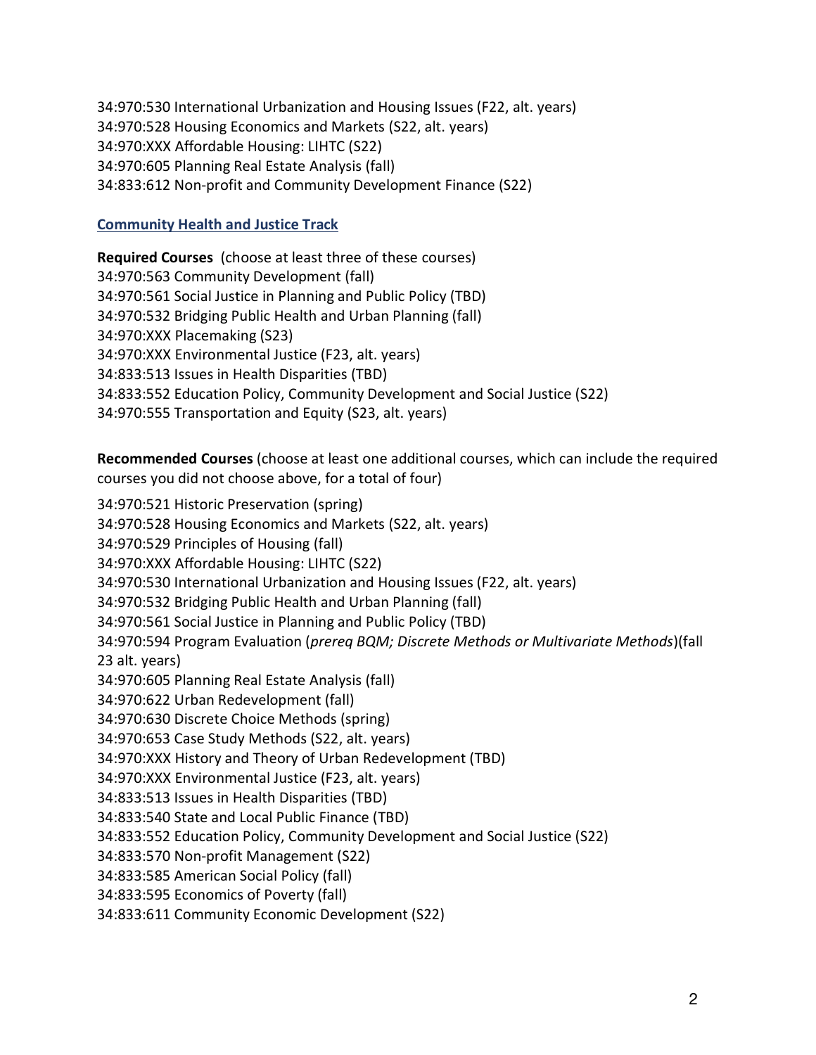34:970:530 International Urbanization and Housing Issues (F22, alt. years)
34:970:528 Housing Economics and Markets (S22, alt. years)
34:970:XXX Affordable Housing: LIHTC (S22)
34:970:605 Planning Real Estate Analysis (fall)
34:833:612 Non-profit and Community Development Finance (S22)

## Community Health and Justice Track

**Required Courses** (choose at least three of these courses)
34:970:563 Community Development (fall)
34:970:561 Social Justice in Planning and Public Policy (TBD)
34:970:532 Bridging Public Health and Urban Planning (fall)
34:970:XXX Placemaking (S23)
34:970:XXX Environmental Justice (F23, alt. years)
34:833:513 Issues in Health Disparities (TBD)
34:833:552 Education Policy, Community Development and Social Justice (S22)
34:970:555 Transportation and Equity (S23, alt. years)

**Recommended Courses** (choose at least one additional courses, which can include the required courses you did not choose above, for a total of four)

34:970:521 Historic Preservation (spring)
34:970:528 Housing Economics and Markets (S22, alt. years)
34:970:529 Principles of Housing (fall)
34:970:XXX Affordable Housing: LIHTC (S22)
34:970:530 International Urbanization and Housing Issues (F22, alt. years)
34:970:532 Bridging Public Health and Urban Planning (fall)
34:970:561 Social Justice in Planning and Public Policy (TBD)
34:970:594 Program Evaluation (*prereq BQM; Discrete Methods or Multivariate Methods*)(fall 23 alt. years)
34:970:605 Planning Real Estate Analysis (fall)
34:970:622 Urban Redevelopment (fall)
34:970:630 Discrete Choice Methods (spring)
34:970:653 Case Study Methods (S22, alt. years)
34:970:XXX History and Theory of Urban Redevelopment (TBD)
34:970:XXX Environmental Justice (F23, alt. years)
34:833:513 Issues in Health Disparities (TBD)
34:833:540 State and Local Public Finance (TBD)
34:833:552 Education Policy, Community Development and Social Justice (S22)
34:833:570 Non-profit Management (S22)
34:833:585 American Social Policy (fall)
34:833:595 Economics of Poverty (fall)
34:833:611 Community Economic Development (S22)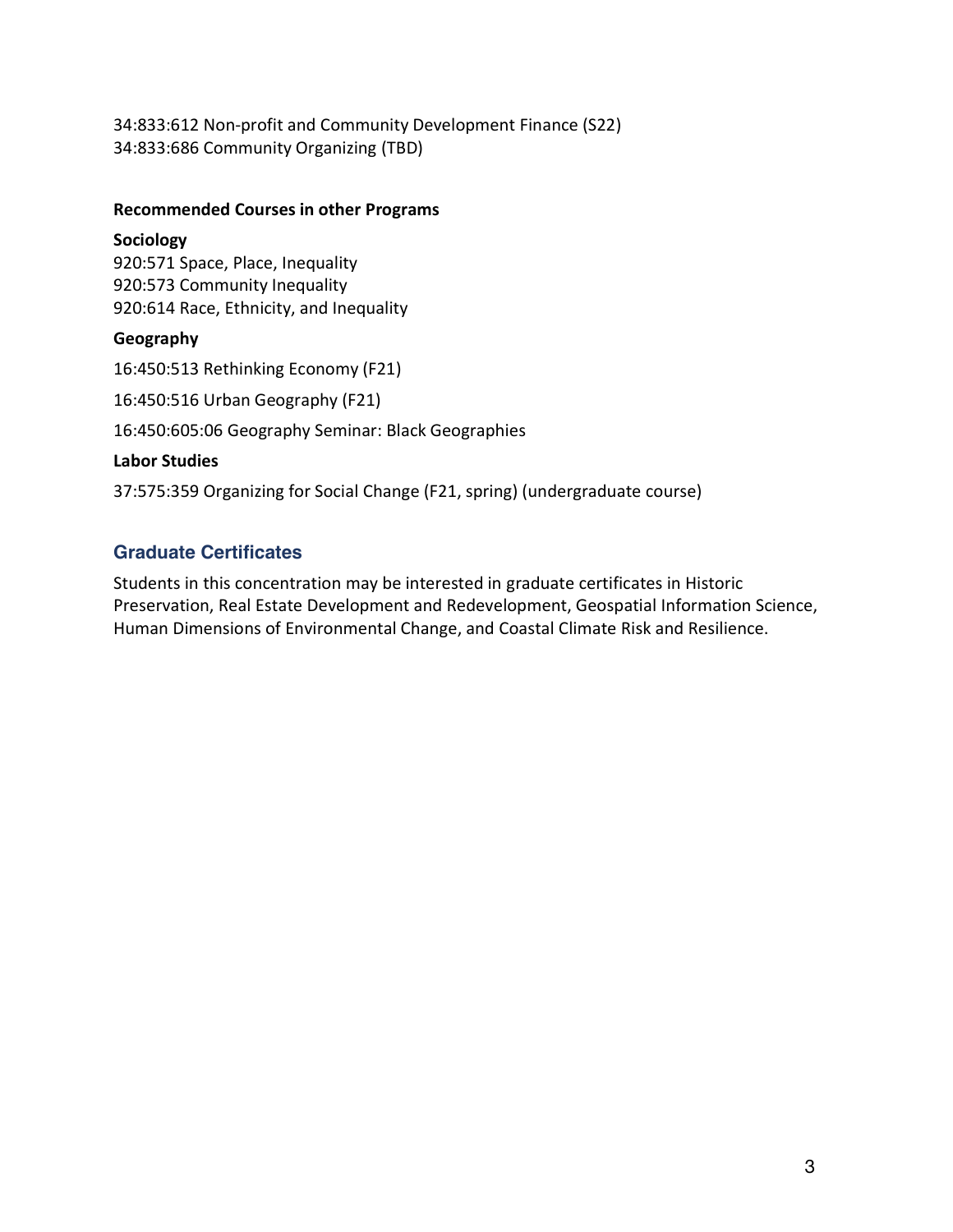34:833:612 Non-profit and Community Development Finance (S22)
34:833:686 Community Organizing (TBD)

**Recommended Courses in other Programs**

**Sociology**

920:571 Space, Place, Inequality
920:573 Community Inequality
920:614 Race, Ethnicity, and Inequality

**Geography**

16:450:513 Rethinking Economy (F21)

16:450:516 Urban Geography (F21)

16:450:605:06 Geography Seminar: Black Geographies

**Labor Studies**

37:575:359 Organizing for Social Change (F21, spring) (undergraduate course)

## Graduate Certificates

Students in this concentration may be interested in graduate certificates in Historic Preservation, Real Estate Development and Redevelopment, Geospatial Information Science, Human Dimensions of Environmental Change, and Coastal Climate Risk and Resilience.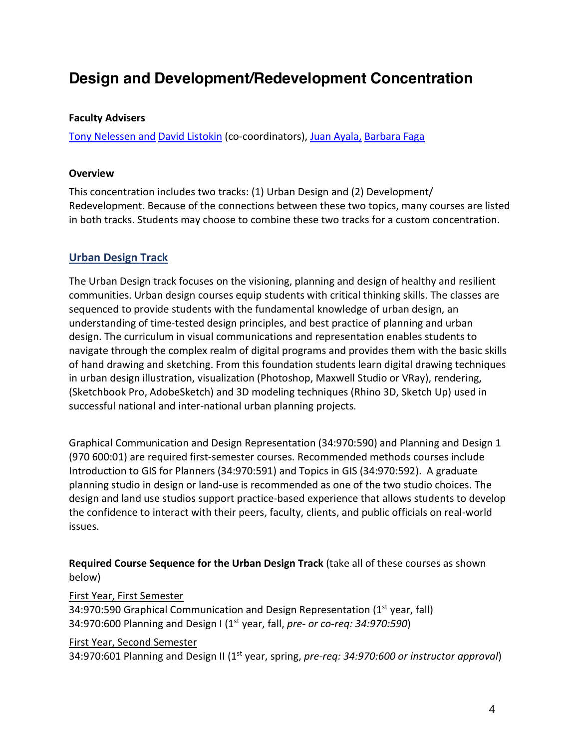# Design and Development/Redevelopment Concentration

**Faculty Advisers**

Tony Nelessen and David Listokin (co-coordinators), Juan Ayala, Barbara Faga

**Overview**

This concentration includes two tracks: (1) Urban Design and (2) Development/ Redevelopment. Because of the connections between these two topics, many courses are listed in both tracks. Students may choose to combine these two tracks for a custom concentration.

## Urban Design Track

The Urban Design track focuses on the visioning, planning and design of healthy and resilient communities. Urban design courses equip students with critical thinking skills. The classes are sequenced to provide students with the fundamental knowledge of urban design, an understanding of time-tested design principles, and best practice of planning and urban design. The curriculum in visual communications and representation enables students to navigate through the complex realm of digital programs and provides them with the basic skills of hand drawing and sketching. From this foundation students learn digital drawing techniques in urban design illustration, visualization (Photoshop, Maxwell Studio or VRay), rendering, (Sketchbook Pro, AdobeSketch) and 3D modeling techniques (Rhino 3D, Sketch Up) used in successful national and inter-national urban planning projects.

Graphical Communication and Design Representation (34:970:590) and Planning and Design 1 (970 600:01) are required first-semester courses. Recommended methods courses include Introduction to GIS for Planners (34:970:591) and Topics in GIS (34:970:592). A graduate planning studio in design or land-use is recommended as one of the two studio choices. The design and land use studios support practice-based experience that allows students to develop the confidence to interact with their peers, faculty, clients, and public officials on real-world issues.

**Required Course Sequence for the Urban Design Track** (take all of these courses as shown below)

First Year, First Semester
34:970:590 Graphical Communication and Design Representation (1st year, fall)
34:970:600 Planning and Design I (1st year, fall, *pre- or co-req: 34:970:590*)

First Year, Second Semester
34:970:601 Planning and Design II (1st year, spring, *pre-req: 34:970:600 or instructor approval*)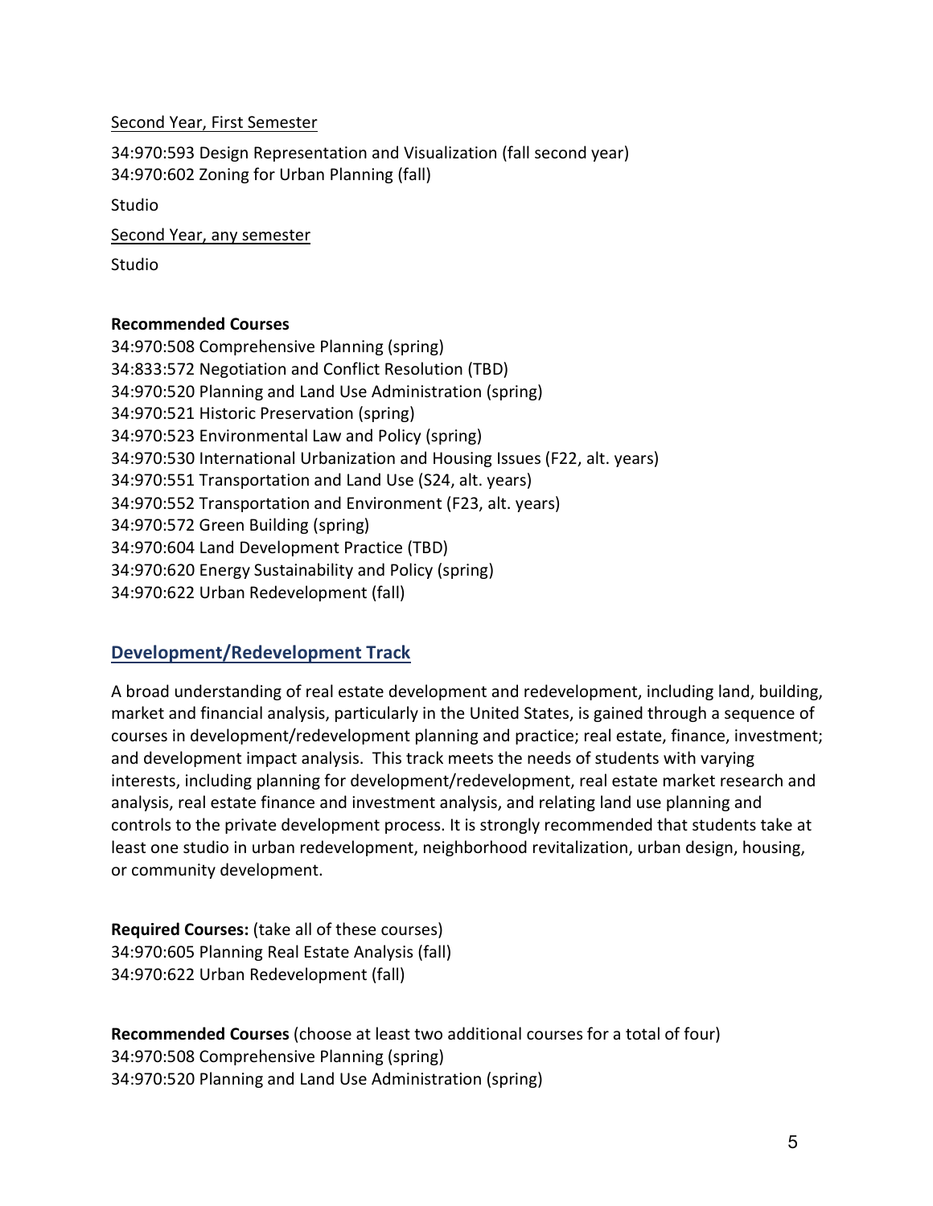Second Year, First Semester

34:970:593 Design Representation and Visualization (fall second year)
34:970:602 Zoning for Urban Planning (fall)

Studio

Second Year, any semester

Studio

**Recommended Courses**

34:970:508 Comprehensive Planning (spring)
34:833:572 Negotiation and Conflict Resolution (TBD)
34:970:520 Planning and Land Use Administration (spring)
34:970:521 Historic Preservation (spring)
34:970:523 Environmental Law and Policy (spring)
34:970:530 International Urbanization and Housing Issues (F22, alt. years)
34:970:551 Transportation and Land Use (S24, alt. years)
34:970:552 Transportation and Environment (F23, alt. years)
34:970:572 Green Building (spring)
34:970:604 Land Development Practice (TBD)
34:970:620 Energy Sustainability and Policy (spring)
34:970:622 Urban Redevelopment (fall)

## Development/Redevelopment Track

A broad understanding of real estate development and redevelopment, including land, building, market and financial analysis, particularly in the United States, is gained through a sequence of courses in development/redevelopment planning and practice; real estate, finance, investment; and development impact analysis. This track meets the needs of students with varying interests, including planning for development/redevelopment, real estate market research and analysis, real estate finance and investment analysis, and relating land use planning and controls to the private development process. It is strongly recommended that students take at least one studio in urban redevelopment, neighborhood revitalization, urban design, housing, or community development.

**Required Courses:** (take all of these courses)
34:970:605 Planning Real Estate Analysis (fall)
34:970:622 Urban Redevelopment (fall)

**Recommended Courses** (choose at least two additional courses for a total of four)
34:970:508 Comprehensive Planning (spring)
34:970:520 Planning and Land Use Administration (spring)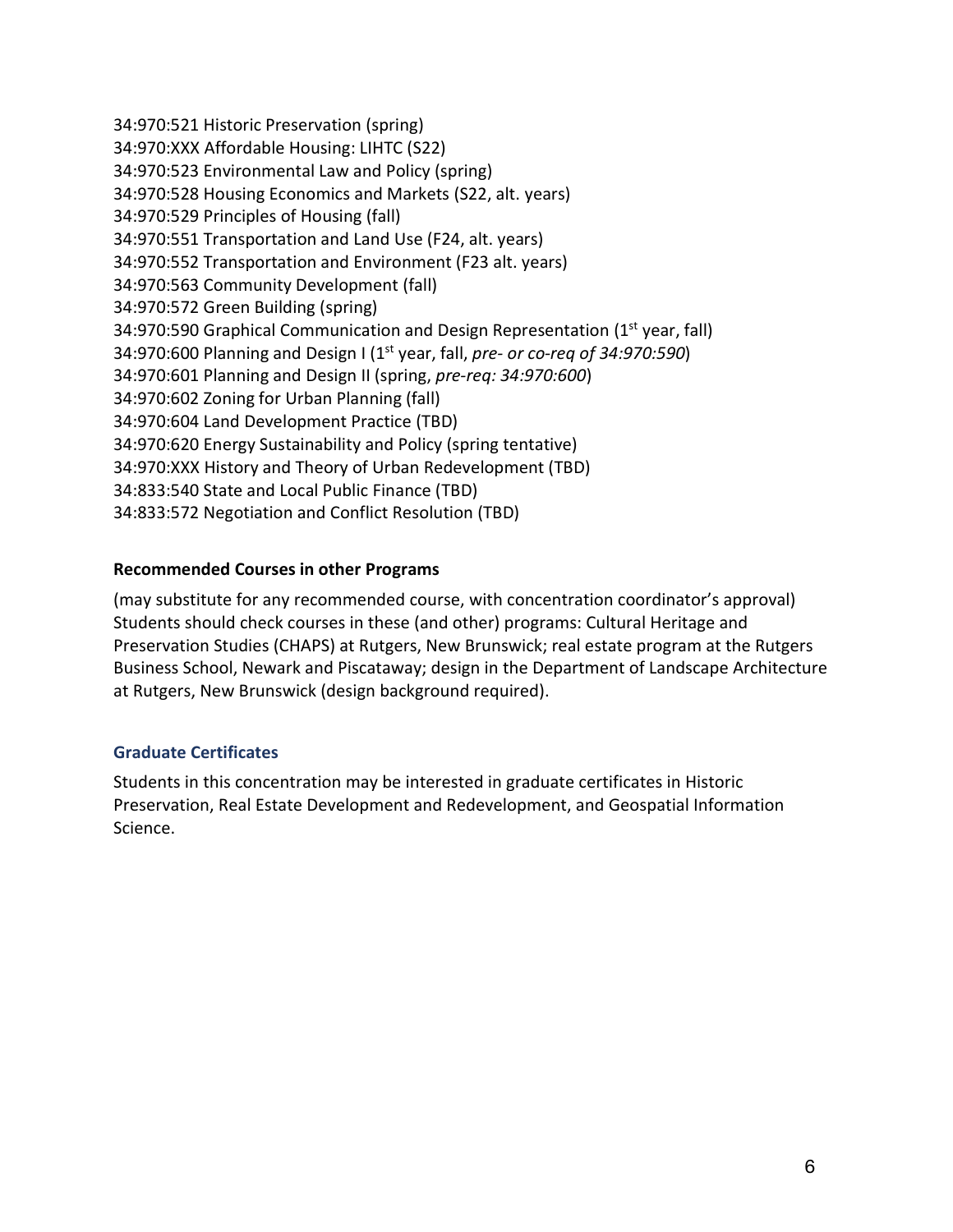34:970:521 Historic Preservation (spring)
34:970:XXX Affordable Housing: LIHTC (S22)
34:970:523 Environmental Law and Policy (spring)
34:970:528 Housing Economics and Markets (S22, alt. years)
34:970:529 Principles of Housing (fall)
34:970:551 Transportation and Land Use (F24, alt. years)
34:970:552 Transportation and Environment (F23 alt. years)
34:970:563 Community Development (fall)
34:970:572 Green Building (spring)
34:970:590 Graphical Communication and Design Representation (1st year, fall)
34:970:600 Planning and Design I (1st year, fall, *pre- or co-req of 34:970:590*)
34:970:601 Planning and Design II (spring, *pre-req: 34:970:600*)
34:970:602 Zoning for Urban Planning (fall)
34:970:604 Land Development Practice (TBD)
34:970:620 Energy Sustainability and Policy (spring tentative)
34:970:XXX History and Theory of Urban Redevelopment (TBD)
34:833:540 State and Local Public Finance (TBD)
34:833:572 Negotiation and Conflict Resolution (TBD)

**Recommended Courses in other Programs**

(may substitute for any recommended course, with concentration coordinator's approval) Students should check courses in these (and other) programs: Cultural Heritage and Preservation Studies (CHAPS) at Rutgers, New Brunswick; real estate program at the Rutgers Business School, Newark and Piscataway; design in the Department of Landscape Architecture at Rutgers, New Brunswick (design background required).

### Graduate Certificates

Students in this concentration may be interested in graduate certificates in Historic Preservation, Real Estate Development and Redevelopment, and Geospatial Information Science.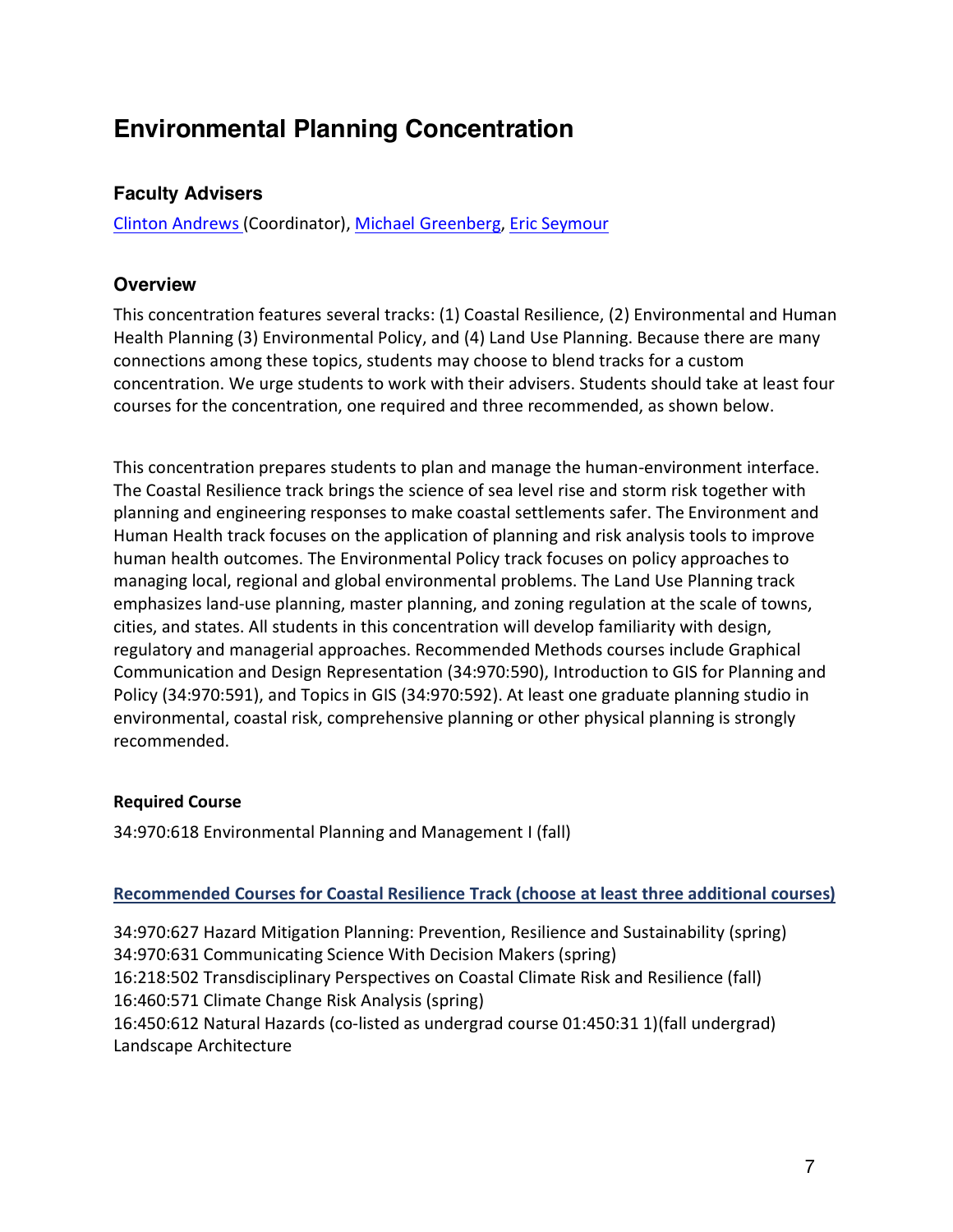# Environmental Planning Concentration

## Faculty Advisers

Clinton Andrews (Coordinator), Michael Greenberg, Eric Seymour

## Overview

This concentration features several tracks: (1) Coastal Resilience, (2) Environmental and Human Health Planning (3) Environmental Policy, and (4) Land Use Planning. Because there are many connections among these topics, students may choose to blend tracks for a custom concentration. We urge students to work with their advisers. Students should take at least four courses for the concentration, one required and three recommended, as shown below.

This concentration prepares students to plan and manage the human-environment interface. The Coastal Resilience track brings the science of sea level rise and storm risk together with planning and engineering responses to make coastal settlements safer. The Environment and Human Health track focuses on the application of planning and risk analysis tools to improve human health outcomes. The Environmental Policy track focuses on policy approaches to managing local, regional and global environmental problems. The Land Use Planning track emphasizes land-use planning, master planning, and zoning regulation at the scale of towns, cities, and states. All students in this concentration will develop familiarity with design, regulatory and managerial approaches. Recommended Methods courses include Graphical Communication and Design Representation (34:970:590), Introduction to GIS for Planning and Policy (34:970:591), and Topics in GIS (34:970:592). At least one graduate planning studio in environmental, coastal risk, comprehensive planning or other physical planning is strongly recommended.

**Required Course**

34:970:618 Environmental Planning and Management I (fall)

**Recommended Courses for Coastal Resilience Track (choose at least three additional courses)**

34:970:627 Hazard Mitigation Planning: Prevention, Resilience and Sustainability (spring)
34:970:631 Communicating Science With Decision Makers (spring)
16:218:502 Transdisciplinary Perspectives on Coastal Climate Risk and Resilience (fall)
16:460:571 Climate Change Risk Analysis (spring)
16:450:612 Natural Hazards (co-listed as undergrad course 01:450:31 1)(fall undergrad)
Landscape Architecture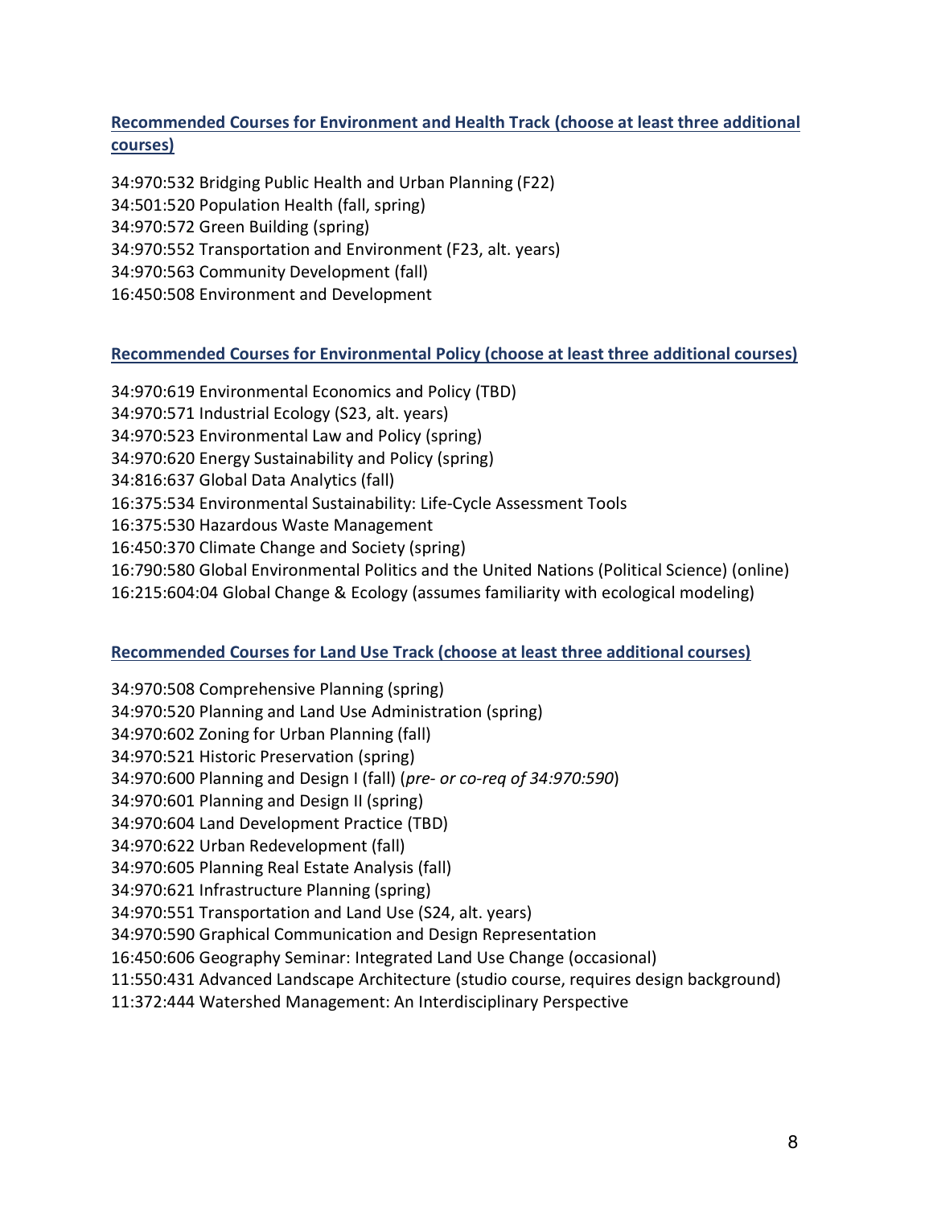### Recommended Courses for Environment and Health Track (choose at least three additional courses)

34:970:532 Bridging Public Health and Urban Planning (F22)
34:501:520 Population Health (fall, spring)
34:970:572 Green Building (spring)
34:970:552 Transportation and Environment (F23, alt. years)
34:970:563 Community Development (fall)
16:450:508 Environment and Development

### Recommended Courses for Environmental Policy (choose at least three additional courses)

34:970:619 Environmental Economics and Policy (TBD)
34:970:571 Industrial Ecology (S23, alt. years)
34:970:523 Environmental Law and Policy (spring)
34:970:620 Energy Sustainability and Policy (spring)
34:816:637 Global Data Analytics (fall)
16:375:534 Environmental Sustainability: Life-Cycle Assessment Tools
16:375:530 Hazardous Waste Management
16:450:370 Climate Change and Society (spring)
16:790:580 Global Environmental Politics and the United Nations (Political Science) (online)
16:215:604:04 Global Change & Ecology (assumes familiarity with ecological modeling)

### Recommended Courses for Land Use Track (choose at least three additional courses)

34:970:508 Comprehensive Planning (spring)
34:970:520 Planning and Land Use Administration (spring)
34:970:602 Zoning for Urban Planning (fall)
34:970:521 Historic Preservation (spring)
34:970:600 Planning and Design I (fall) (*pre- or co-req of 34:970:590*)
34:970:601 Planning and Design II (spring)
34:970:604 Land Development Practice (TBD)
34:970:622 Urban Redevelopment (fall)
34:970:605 Planning Real Estate Analysis (fall)
34:970:621 Infrastructure Planning (spring)
34:970:551 Transportation and Land Use (S24, alt. years)
34:970:590 Graphical Communication and Design Representation
16:450:606 Geography Seminar: Integrated Land Use Change (occasional)
11:550:431 Advanced Landscape Architecture (studio course, requires design background)
11:372:444 Watershed Management: An Interdisciplinary Perspective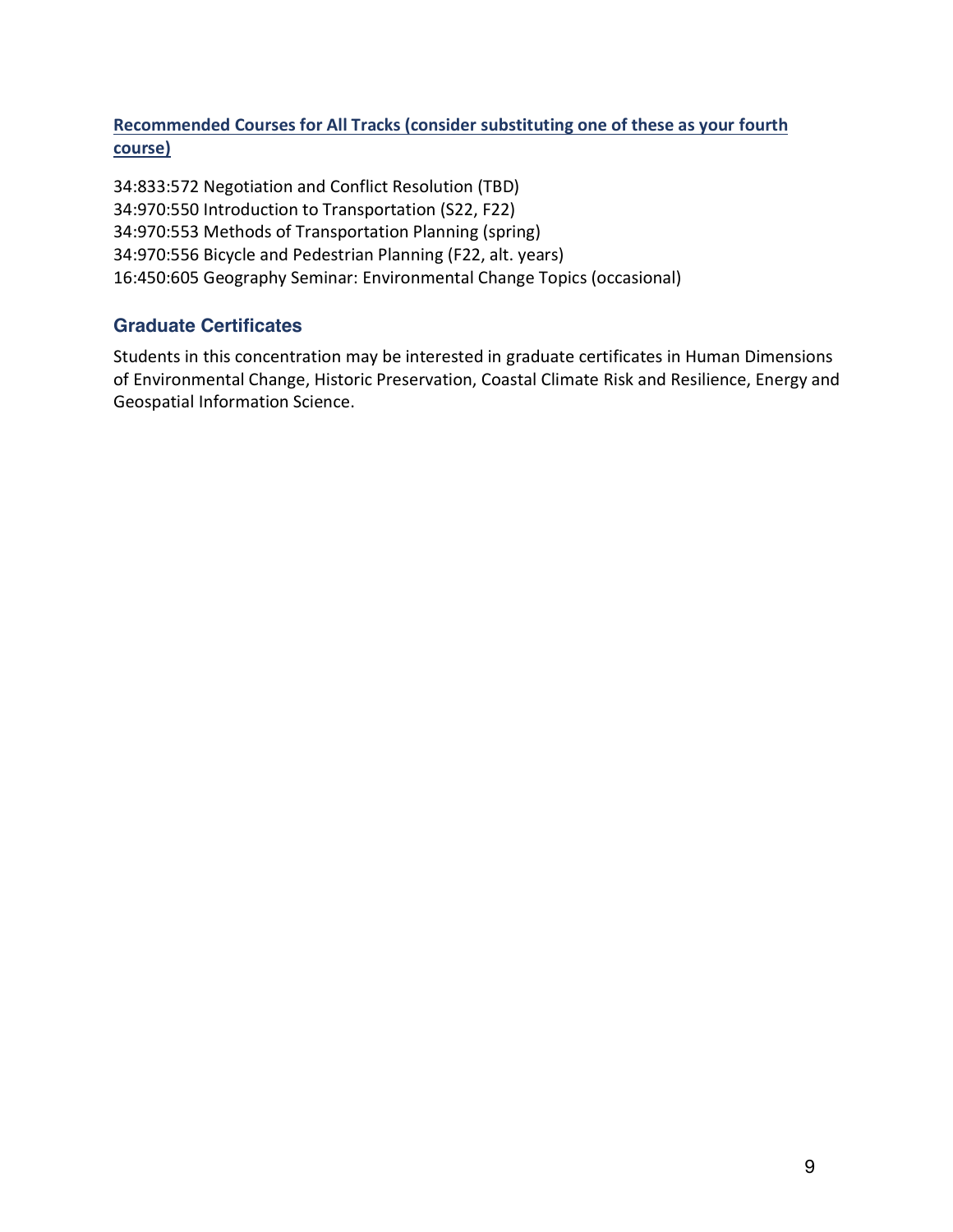### Recommended Courses for All Tracks (consider substituting one of these as your fourth course)

34:833:572 Negotiation and Conflict Resolution (TBD)
34:970:550 Introduction to Transportation (S22, F22)
34:970:553 Methods of Transportation Planning (spring)
34:970:556 Bicycle and Pedestrian Planning (F22, alt. years)
16:450:605 Geography Seminar: Environmental Change Topics (occasional)

## Graduate Certificates

Students in this concentration may be interested in graduate certificates in Human Dimensions of Environmental Change, Historic Preservation, Coastal Climate Risk and Resilience, Energy and Geospatial Information Science.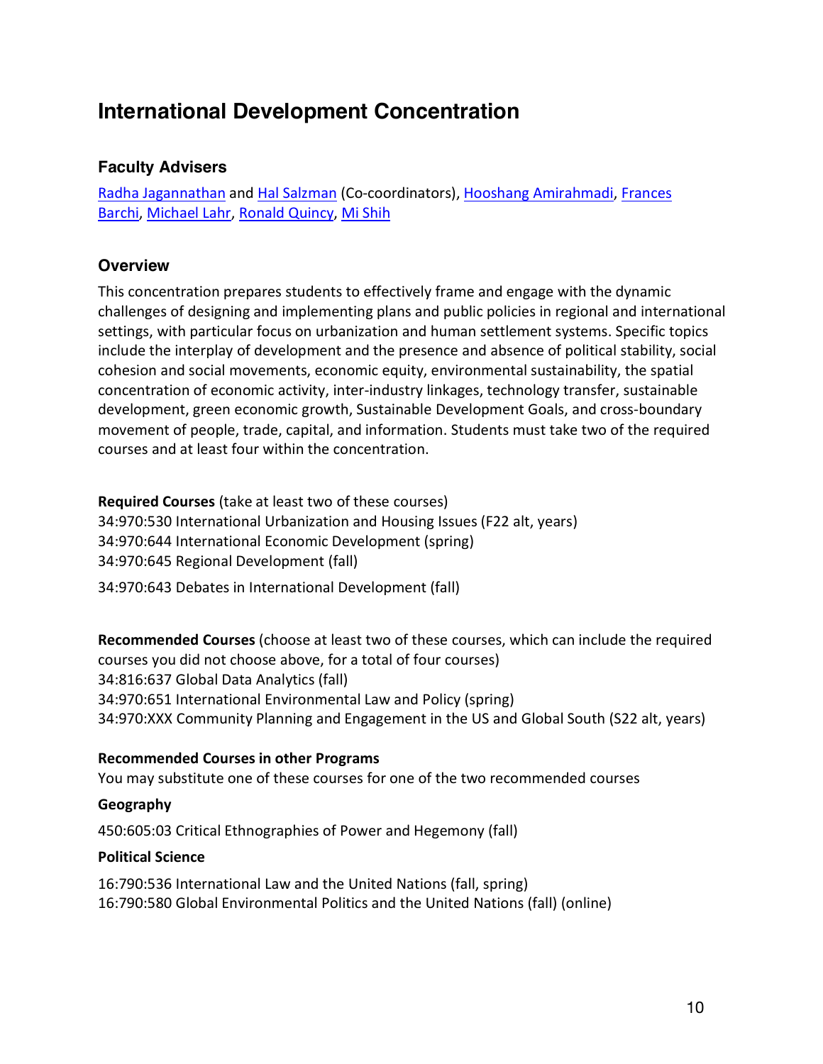## International Development Concentration

### Faculty Advisers

Radha Jagannathan and Hal Salzman (Co-coordinators), Hooshang Amirahmadi, Frances Barchi, Michael Lahr, Ronald Quincy, Mi Shih

### Overview

This concentration prepares students to effectively frame and engage with the dynamic challenges of designing and implementing plans and public policies in regional and international settings, with particular focus on urbanization and human settlement systems. Specific topics include the interplay of development and the presence and absence of political stability, social cohesion and social movements, economic equity, environmental sustainability, the spatial concentration of economic activity, inter-industry linkages, technology transfer, sustainable development, green economic growth, Sustainable Development Goals, and cross-boundary movement of people, trade, capital, and information. Students must take two of the required courses and at least four within the concentration.

**Required Courses** (take at least two of these courses)
34:970:530 International Urbanization and Housing Issues (F22 alt, years)
34:970:644 International Economic Development (spring)
34:970:645 Regional Development (fall)

34:970:643 Debates in International Development (fall)

**Recommended Courses** (choose at least two of these courses, which can include the required courses you did not choose above, for a total of four courses)
34:816:637 Global Data Analytics (fall)
34:970:651 International Environmental Law and Policy (spring)
34:970:XXX Community Planning and Engagement in the US and Global South (S22 alt, years)

**Recommended Courses in other Programs**
You may substitute one of these courses for one of the two recommended courses

**Geography**

450:605:03 Critical Ethnographies of Power and Hegemony (fall)

**Political Science**

16:790:536 International Law and the United Nations (fall, spring)
16:790:580 Global Environmental Politics and the United Nations (fall) (online)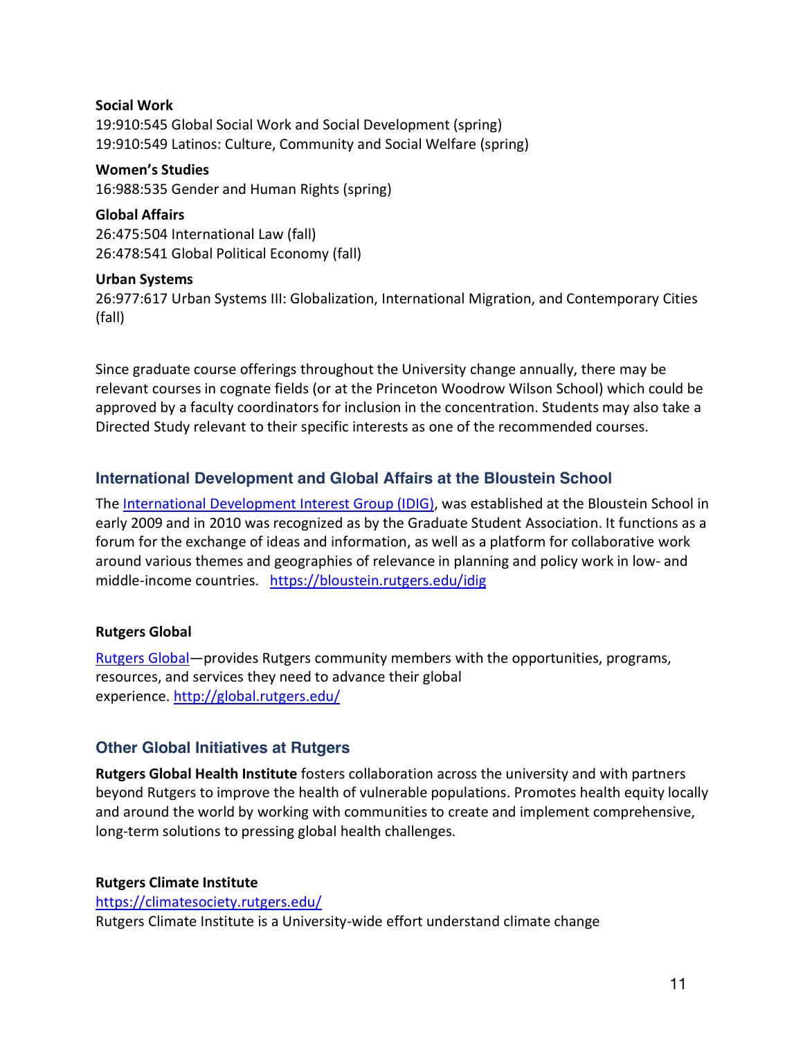**Social Work**
19:910:545 Global Social Work and Social Development (spring)
19:910:549 Latinos: Culture, Community and Social Welfare (spring)

**Women's Studies**
16:988:535 Gender and Human Rights (spring)

**Global Affairs**
26:475:504 International Law (fall)
26:478:541 Global Political Economy (fall)

**Urban Systems**
26:977:617 Urban Systems III: Globalization, International Migration, and Contemporary Cities (fall)

Since graduate course offerings throughout the University change annually, there may be relevant courses in cognate fields (or at the Princeton Woodrow Wilson School) which could be approved by a faculty coordinators for inclusion in the concentration. Students may also take a Directed Study relevant to their specific interests as one of the recommended courses.

## International Development and Global Affairs at the Bloustein School

The International Development Interest Group (IDIG), was established at the Bloustein School in early 2009 and in 2010 was recognized as by the Graduate Student Association. It functions as a forum for the exchange of ideas and information, as well as a platform for collaborative work around various themes and geographies of relevance in planning and policy work in low- and middle-income countries. https://bloustein.rutgers.edu/idig

**Rutgers Global**

Rutgers Global—provides Rutgers community members with the opportunities, programs, resources, and services they need to advance their global experience. http://global.rutgers.edu/

## Other Global Initiatives at Rutgers

**Rutgers Global Health Institute** fosters collaboration across the university and with partners beyond Rutgers to improve the health of vulnerable populations. Promotes health equity locally and around the world by working with communities to create and implement comprehensive, long-term solutions to pressing global health challenges.

**Rutgers Climate Institute**
https://climatesociety.rutgers.edu/
Rutgers Climate Institute is a University-wide effort understand climate change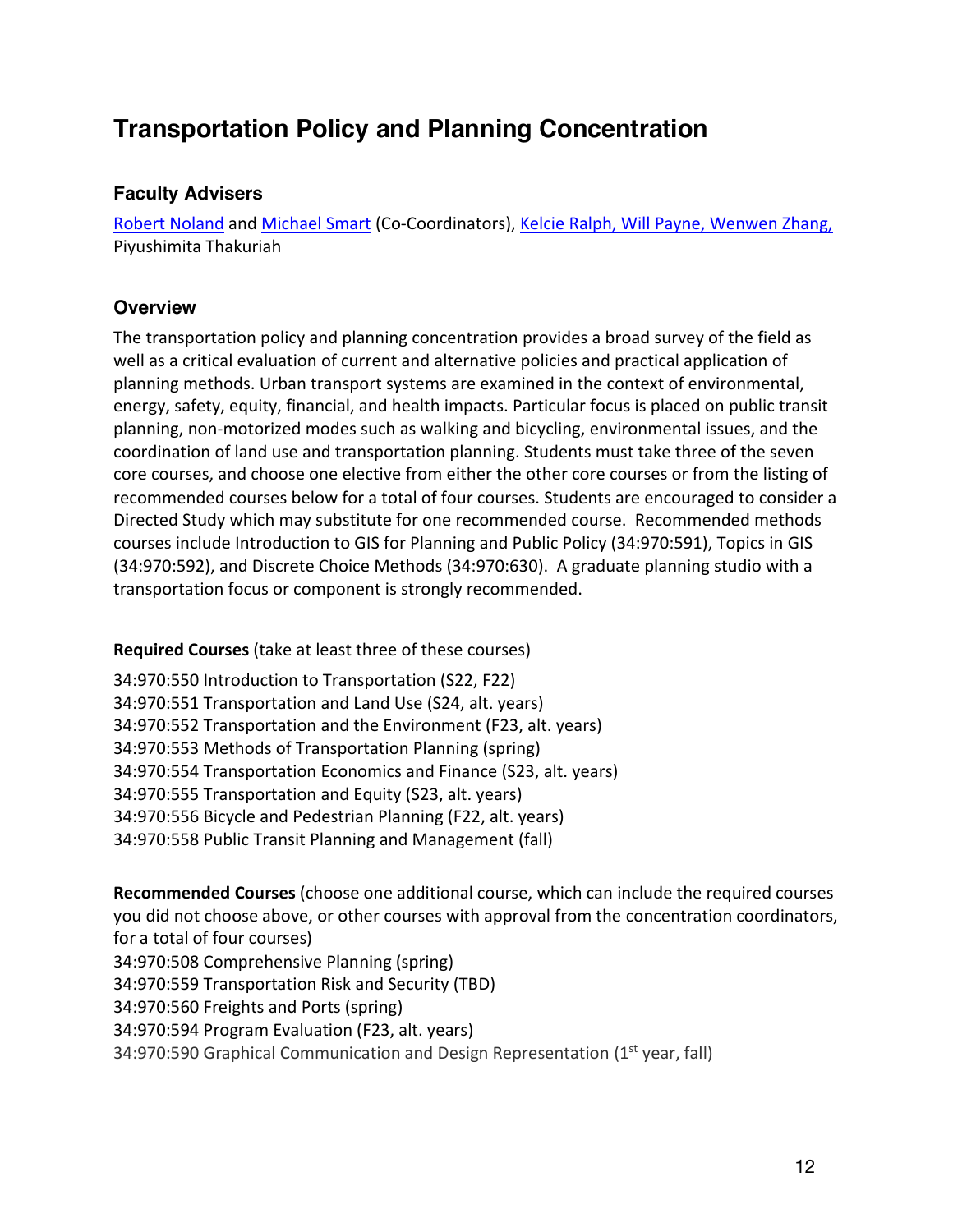# Transportation Policy and Planning Concentration

## Faculty Advisers

Robert Noland and Michael Smart (Co-Coordinators), Kelcie Ralph, Will Payne, Wenwen Zhang, Piyushimita Thakuriah

## Overview

The transportation policy and planning concentration provides a broad survey of the field as well as a critical evaluation of current and alternative policies and practical application of planning methods. Urban transport systems are examined in the context of environmental, energy, safety, equity, financial, and health impacts. Particular focus is placed on public transit planning, non-motorized modes such as walking and bicycling, environmental issues, and the coordination of land use and transportation planning. Students must take three of the seven core courses, and choose one elective from either the other core courses or from the listing of recommended courses below for a total of four courses. Students are encouraged to consider a Directed Study which may substitute for one recommended course. Recommended methods courses include Introduction to GIS for Planning and Public Policy (34:970:591), Topics in GIS (34:970:592), and Discrete Choice Methods (34:970:630). A graduate planning studio with a transportation focus or component is strongly recommended.

**Required Courses** (take at least three of these courses)

34:970:550 Introduction to Transportation (S22, F22)
34:970:551 Transportation and Land Use (S24, alt. years)
34:970:552 Transportation and the Environment (F23, alt. years)
34:970:553 Methods of Transportation Planning (spring)
34:970:554 Transportation Economics and Finance (S23, alt. years)
34:970:555 Transportation and Equity (S23, alt. years)
34:970:556 Bicycle and Pedestrian Planning (F22, alt. years)
34:970:558 Public Transit Planning and Management (fall)

**Recommended Courses** (choose one additional course, which can include the required courses you did not choose above, or other courses with approval from the concentration coordinators, for a total of four courses)
34:970:508 Comprehensive Planning (spring)
34:970:559 Transportation Risk and Security (TBD)
34:970:560 Freights and Ports (spring)
34:970:594 Program Evaluation (F23, alt. years)
34:970:590 Graphical Communication and Design Representation (1st year, fall)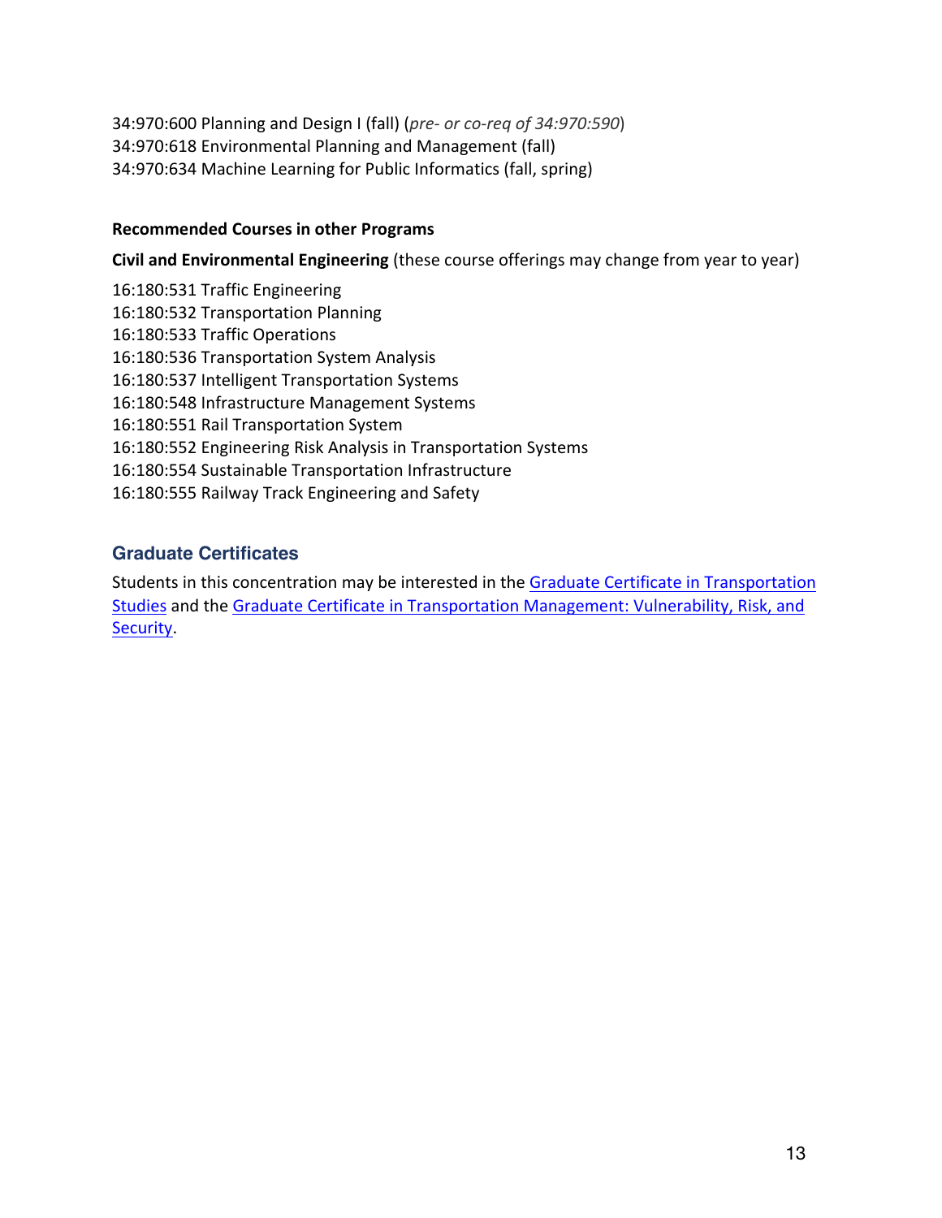34:970:600 Planning and Design I (fall) (*pre- or co-req of 34:970:590*)
34:970:618 Environmental Planning and Management (fall)
34:970:634 Machine Learning for Public Informatics (fall, spring)

**Recommended Courses in other Programs**

**Civil and Environmental Engineering** (these course offerings may change from year to year)

16:180:531 Traffic Engineering
16:180:532 Transportation Planning
16:180:533 Traffic Operations
16:180:536 Transportation System Analysis
16:180:537 Intelligent Transportation Systems
16:180:548 Infrastructure Management Systems
16:180:551 Rail Transportation System
16:180:552 Engineering Risk Analysis in Transportation Systems
16:180:554 Sustainable Transportation Infrastructure
16:180:555 Railway Track Engineering and Safety

## Graduate Certificates

Students in this concentration may be interested in the Graduate Certificate in Transportation Studies and the Graduate Certificate in Transportation Management: Vulnerability, Risk, and Security.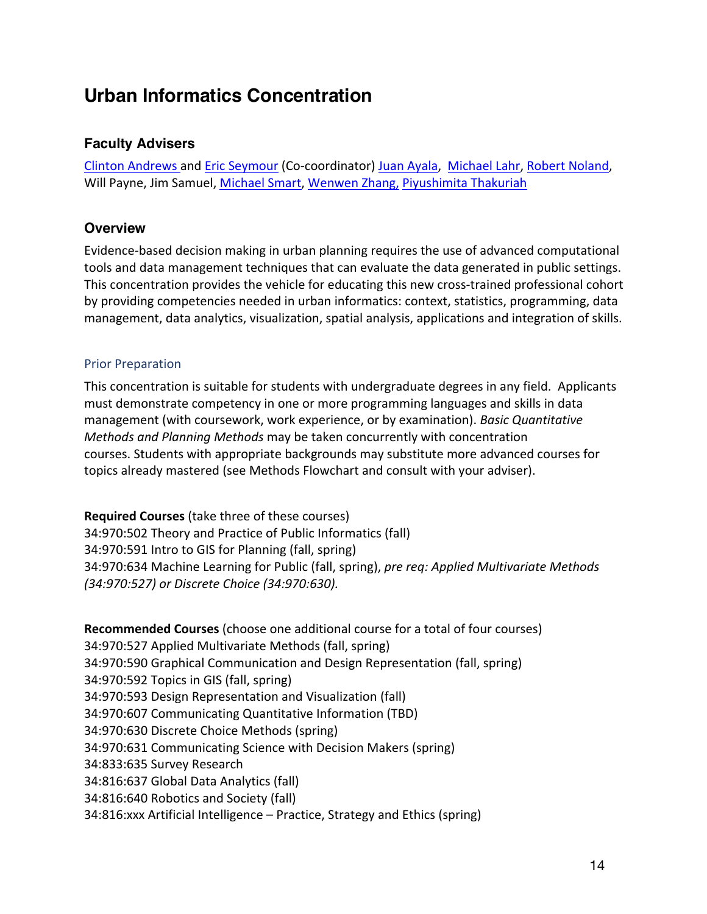# Urban Informatics Concentration

## Faculty Advisers

Clinton Andrews and Eric Seymour (Co-coordinator) Juan Ayala, Michael Lahr, Robert Noland, Will Payne, Jim Samuel, Michael Smart, Wenwen Zhang, Piyushimita Thakuriah

## Overview

Evidence-based decision making in urban planning requires the use of advanced computational tools and data management techniques that can evaluate the data generated in public settings. This concentration provides the vehicle for educating this new cross-trained professional cohort by providing competencies needed in urban informatics: context, statistics, programming, data management, data analytics, visualization, spatial analysis, applications and integration of skills.

### Prior Preparation

This concentration is suitable for students with undergraduate degrees in any field. Applicants must demonstrate competency in one or more programming languages and skills in data management (with coursework, work experience, or by examination). *Basic Quantitative Methods and Planning Methods* may be taken concurrently with concentration courses. Students with appropriate backgrounds may substitute more advanced courses for topics already mastered (see Methods Flowchart and consult with your adviser).

**Required Courses** (take three of these courses)
34:970:502 Theory and Practice of Public Informatics (fall)
34:970:591 Intro to GIS for Planning (fall, spring)
34:970:634 Machine Learning for Public (fall, spring), *pre req: Applied Multivariate Methods (34:970:527) or Discrete Choice (34:970:630).*

**Recommended Courses** (choose one additional course for a total of four courses)
34:970:527 Applied Multivariate Methods (fall, spring)
34:970:590 Graphical Communication and Design Representation (fall, spring)
34:970:592 Topics in GIS (fall, spring)
34:970:593 Design Representation and Visualization (fall)
34:970:607 Communicating Quantitative Information (TBD)
34:970:630 Discrete Choice Methods (spring)
34:970:631 Communicating Science with Decision Makers (spring)
34:833:635 Survey Research
34:816:637 Global Data Analytics (fall)
34:816:640 Robotics and Society (fall)
34:816:xxx Artificial Intelligence – Practice, Strategy and Ethics (spring)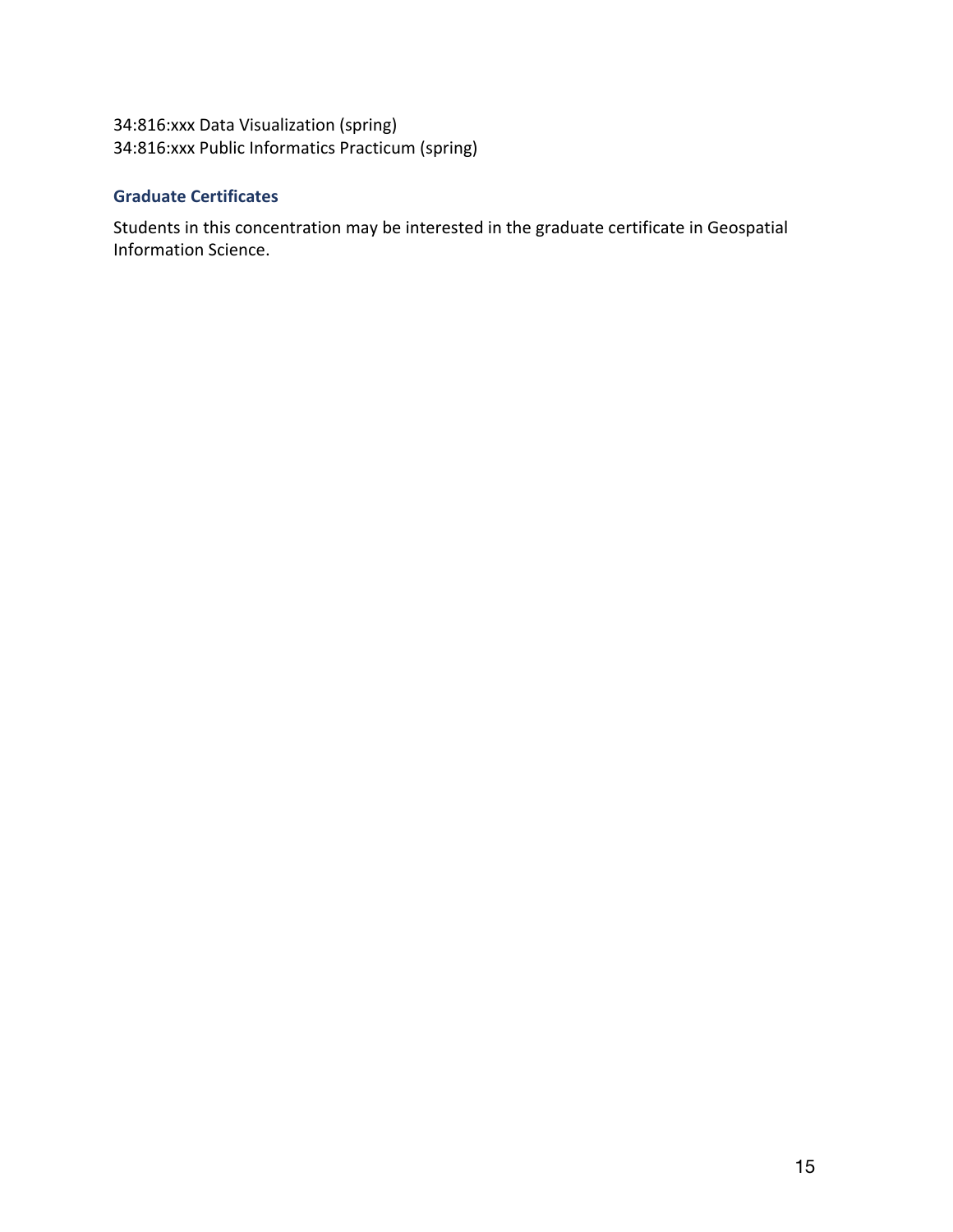34:816:xxx Data Visualization (spring)
34:816:xxx Public Informatics Practicum (spring)

### Graduate Certificates

Students in this concentration may be interested in the graduate certificate in Geospatial Information Science.